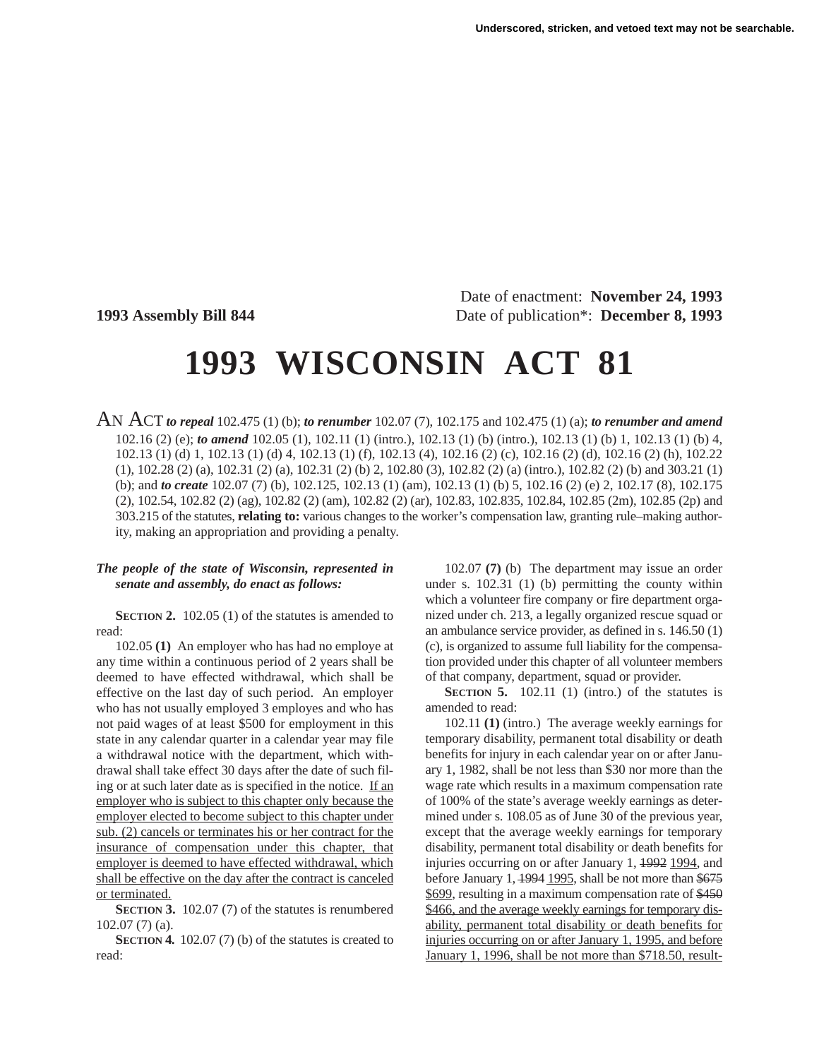Underscored, stricken, and vetoed text may not be searchable.

Date of enactment: **November 24, 1993**

**1993 Assembly Bill 844** Date of publication*: **December 8, 1993**

# 1993 WISCONSIN ACT 81

AN ACT ***to repeal*** 102.475 (1) (b); ***to renumber*** 102.07 (7), 102.175 and 102.475 (1) (a); ***to renumber and amend*** 102.16 (2) (e); ***to amend*** 102.05 (1), 102.11 (1) (intro.), 102.13 (1) (b) (intro.), 102.13 (1) (b) 1, 102.13 (1) (b) 4, 102.13 (1) (d) 1, 102.13 (1) (d) 4, 102.13 (1) (f), 102.13 (4), 102.16 (2) (c), 102.16 (2) (d), 102.16 (2) (h), 102.22 (1), 102.28 (2) (a), 102.31 (2) (a), 102.31 (2) (b) 2, 102.80 (3), 102.82 (2) (a) (intro.), 102.82 (2) (b) and 303.21 (1) (b); and ***to create*** 102.07 (7) (b), 102.125, 102.13 (1) (am), 102.13 (1) (b) 5, 102.16 (2) (e) 2, 102.17 (8), 102.175 (2), 102.54, 102.82 (2) (ag), 102.82 (2) (am), 102.82 (2) (ar), 102.83, 102.835, 102.84, 102.85 (2m), 102.85 (2p) and 303.215 of the statutes, **relating to:** various changes to the worker's compensation law, granting rule–making authority, making an appropriation and providing a penalty.

***The people of the state of Wisconsin, represented in senate and assembly, do enact as follows:***

**SECTION 2.** 102.05 (1) of the statutes is amended to read:

102.05 **(1)** An employer who has had no employe at any time within a continuous period of 2 years shall be deemed to have effected withdrawal, which shall be effective on the last day of such period. An employer who has not usually employed 3 employes and who has not paid wages of at least $500 for employment in this state in any calendar quarter in a calendar year may file a withdrawal notice with the department, which withdrawal shall take effect 30 days after the date of such filing or at such later date as is specified in the notice. <u>If an employer who is subject to this chapter only because the employer elected to become subject to this chapter under sub. (2) cancels or terminates his or her contract for the insurance of compensation under this chapter, that employer is deemed to have effected withdrawal, which shall be effective on the day after the contract is canceled or terminated.</u>

**SECTION 3.** 102.07 (7) of the statutes is renumbered 102.07 (7) (a).

**SECTION 4.** 102.07 (7) (b) of the statutes is created to read:

102.07 **(7)** (b) The department may issue an order under s. 102.31 (1) (b) permitting the county within which a volunteer fire company or fire department organized under ch. 213, a legally organized rescue squad or an ambulance service provider, as defined in s. 146.50 (1) (c), is organized to assume full liability for the compensation provided under this chapter of all volunteer members of that company, department, squad or provider.

**SECTION 5.** 102.11 (1) (intro.) of the statutes is amended to read:

102.11 **(1)** (intro.) The average weekly earnings for temporary disability, permanent total disability or death benefits for injury in each calendar year on or after January 1, 1982, shall be not less than $30 nor more than the wage rate which results in a maximum compensation rate of 100% of the state's average weekly earnings as determined under s. 108.05 as of June 30 of the previous year, except that the average weekly earnings for temporary disability, permanent total disability or death benefits for injuries occurring on or after January 1, ~~1992~~ <u>1994</u>, and before January 1, ~~1994~~ <u>1995</u>, shall be not more than ~~$675~~ <u>$699</u>, resulting in a maximum compensation rate of ~~$450~~ <u>$466, and the average weekly earnings for temporary disability, permanent total disability or death benefits for injuries occurring on or after January 1, 1995, and before January 1, 1996, shall be not more than $718.50, result-</u>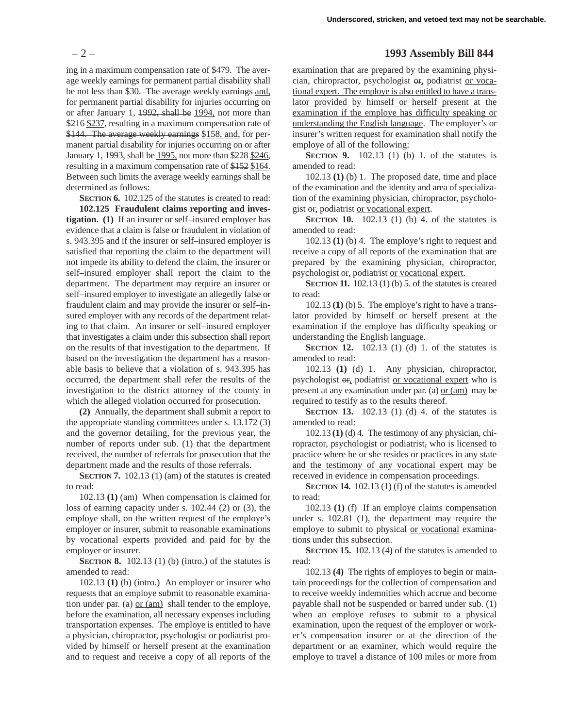ing in a maximum compensation rate of $479. The average weekly earnings for permanent partial disability shall be not less than $30. The average weekly earnings and, for permanent partial disability for injuries occurring on or after January 1, 1992, shall be 1994, not more than $216 $237, resulting in a maximum compensation rate of $144. The average weekly earnings $158, and, for permanent partial disability for injuries occurring on or after January 1, 1993, shall be 1995, not more than $228 $246, resulting in a maximum compensation rate of $152 $164. Between such limits the average weekly earnings shall be determined as follows:

**SECTION 6.** 102.125 of the statutes is created to read:

**102.125 Fraudulent claims reporting and investigation. (1)** If an insurer or self–insured employer has evidence that a claim is false or fraudulent in violation of s. 943.395 and if the insurer or self–insured employer is satisfied that reporting the claim to the department will not impede its ability to defend the claim, the insurer or self–insured employer shall report the claim to the department. The department may require an insurer or self–insured employer to investigate an allegedly false or fraudulent claim and may provide the insurer or self–insured employer with any records of the department relating to that claim. An insurer or self–insured employer that investigates a claim under this subsection shall report on the results of that investigation to the department. If based on the investigation the department has a reasonable basis to believe that a violation of s. 943.395 has occurred, the department shall refer the results of the investigation to the district attorney of the county in which the alleged violation occurred for prosecution.

**(2)** Annually, the department shall submit a report to the appropriate standing committees under s. 13.172 (3) and the governor detailing, for the previous year, the number of reports under sub. (1) that the department received, the number of referrals for prosecution that the department made and the results of those referrals.

**SECTION 7.** 102.13 (1) (am) of the statutes is created to read:

102.13 **(1)** (am) When compensation is claimed for loss of earning capacity under s. 102.44 (2) or (3), the employe shall, on the written request of the employe's employer or insurer, submit to reasonable examinations by vocational experts provided and paid for by the employer or insurer.

**SECTION 8.** 102.13 (1) (b) (intro.) of the statutes is amended to read:

102.13 **(1)** (b) (intro.) An employer or insurer who requests that an employe submit to reasonable examination under par. (a) or (am) shall tender to the employe, before the examination, all necessary expenses including transportation expenses. The employe is entitled to have a physician, chiropractor, psychologist or podiatrist provided by himself or herself present at the examination and to request and receive a copy of all reports of the examination that are prepared by the examining physician, chiropractor, psychologist or, podiatrist or vocational expert. The employe is also entitled to have a translator provided by himself or herself present at the examination if the employe has difficulty speaking or understanding the English language. The employer's or insurer's written request for examination shall notify the employe of all of the following:

**SECTION 9.** 102.13 (1) (b) 1. of the statutes is amended to read:

102.13 **(1)** (b) 1. The proposed date, time and place of the examination and the identity and area of specialization of the examining physician, chiropractor, psychologist or, podiatrist or vocational expert.

**SECTION 10.** 102.13 (1) (b) 4. of the statutes is amended to read:

102.13 **(1)** (b) 4. The employe's right to request and receive a copy of all reports of the examination that are prepared by the examining physician, chiropractor, psychologist or, podiatrist or vocational expert.

**SECTION 11.** 102.13 (1) (b) 5. of the statutes is created to read:

102.13 **(1)** (b) 5. The employe's right to have a translator provided by himself or herself present at the examination if the employe has difficulty speaking or understanding the English language.

**SECTION 12.** 102.13 (1) (d) 1. of the statutes is amended to read:

102.13 **(1)** (d) 1. Any physician, chiropractor, psychologist or, podiatrist or vocational expert who is present at any examination under par. (a) or (am) may be required to testify as to the results thereof.

**SECTION 13.** 102.13 (1) (d) 4. of the statutes is amended to read:

102.13 **(1)** (d) 4. The testimony of any physician, chiropractor, psychologist or podiatrist, who is licensed to practice where he or she resides or practices in any state and the testimony of any vocational expert may be received in evidence in compensation proceedings.

**SECTION 14.** 102.13 (1) (f) of the statutes is amended to read:

102.13 **(1)** (f) If an employe claims compensation under s. 102.81 (1), the department may require the employe to submit to physical or vocational examinations under this subsection.

**SECTION 15.** 102.13 (4) of the statutes is amended to read:

102.13 **(4)** The rights of employes to begin or maintain proceedings for the collection of compensation and to receive weekly indemnities which accrue and become payable shall not be suspended or barred under sub. (1) when an employe refuses to submit to a physical examination, upon the request of the employer or worker's compensation insurer or at the direction of the department or an examiner, which would require the employe to travel a distance of 100 miles or more from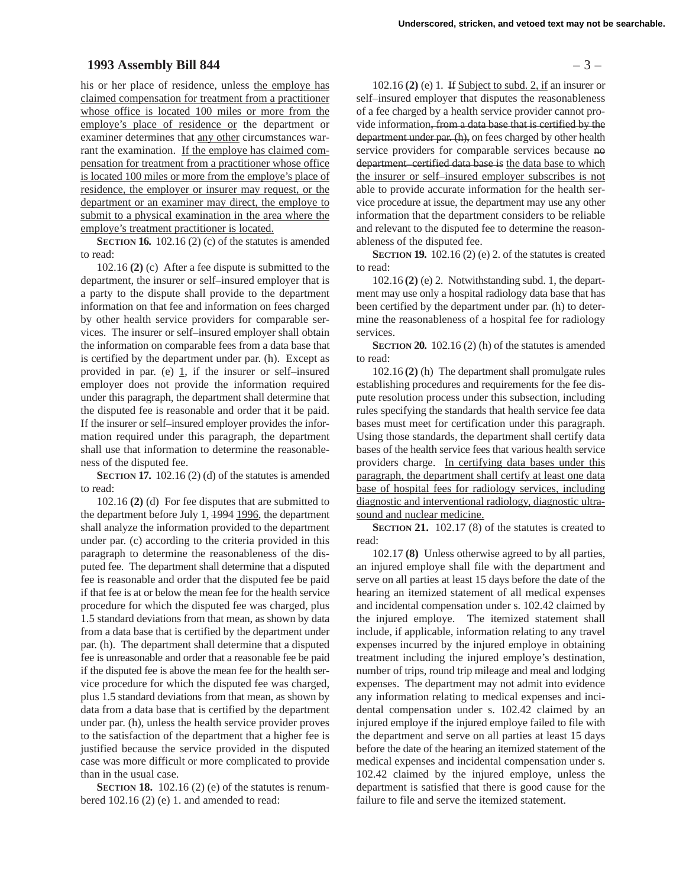his or her place of residence, unless the employe has claimed compensation for treatment from a practitioner whose office is located 100 miles or more from the employe's place of residence or the department or examiner determines that any other circumstances warrant the examination. If the employe has claimed compensation for treatment from a practitioner whose office is located 100 miles or more from the employe's place of residence, the employer or insurer may request, or the department or an examiner may direct, the employe to submit to a physical examination in the area where the employe's treatment practitioner is located.

**SECTION 16.** 102.16 (2) (c) of the statutes is amended to read:

102.16 **(2)** (c) After a fee dispute is submitted to the department, the insurer or self–insured employer that is a party to the dispute shall provide to the department information on that fee and information on fees charged by other health service providers for comparable services. The insurer or self–insured employer shall obtain the information on comparable fees from a data base that is certified by the department under par. (h). Except as provided in par. (e) 1, if the insurer or self–insured employer does not provide the information required under this paragraph, the department shall determine that the disputed fee is reasonable and order that it be paid. If the insurer or self–insured employer provides the information required under this paragraph, the department shall use that information to determine the reasonableness of the disputed fee.

**SECTION 17.** 102.16 (2) (d) of the statutes is amended to read:

102.16 **(2)** (d) For fee disputes that are submitted to the department before July 1, ~~1994~~ 1996, the department shall analyze the information provided to the department under par. (c) according to the criteria provided in this paragraph to determine the reasonableness of the disputed fee. The department shall determine that a disputed fee is reasonable and order that the disputed fee be paid if that fee is at or below the mean fee for the health service procedure for which the disputed fee was charged, plus 1.5 standard deviations from that mean, as shown by data from a data base that is certified by the department under par. (h). The department shall determine that a disputed fee is unreasonable and order that a reasonable fee be paid if the disputed fee is above the mean fee for the health service procedure for which the disputed fee was charged, plus 1.5 standard deviations from that mean, as shown by data from a data base that is certified by the department under par. (h), unless the health service provider proves to the satisfaction of the department that a higher fee is justified because the service provided in the disputed case was more difficult or more complicated to provide than in the usual case.

**SECTION 18.** 102.16 (2) (e) of the statutes is renumbered 102.16 (2) (e) 1. and amended to read:

102.16 **(2)** (e) 1. ~~If~~ Subject to subd. 2, if an insurer or self–insured employer that disputes the reasonableness of a fee charged by a health service provider cannot provide information~~, from a data base that is certified by the department under par. (h),~~ on fees charged by other health service providers for comparable services because ~~no department–certified data base is~~ the data base to which the insurer or self–insured employer subscribes is not able to provide accurate information for the health service procedure at issue, the department may use any other information that the department considers to be reliable and relevant to the disputed fee to determine the reasonableness of the disputed fee.

**SECTION 19.** 102.16 (2) (e) 2. of the statutes is created to read:

102.16 **(2)** (e) 2. Notwithstanding subd. 1, the department may use only a hospital radiology data base that has been certified by the department under par. (h) to determine the reasonableness of a hospital fee for radiology services.

**SECTION 20.** 102.16 (2) (h) of the statutes is amended to read:

102.16 **(2)** (h) The department shall promulgate rules establishing procedures and requirements for the fee dispute resolution process under this subsection, including rules specifying the standards that health service fee data bases must meet for certification under this paragraph. Using those standards, the department shall certify data bases of the health service fees that various health service providers charge. In certifying data bases under this paragraph, the department shall certify at least one data base of hospital fees for radiology services, including diagnostic and interventional radiology, diagnostic ultrasound and nuclear medicine.

**SECTION 21.** 102.17 (8) of the statutes is created to read:

102.17 **(8)** Unless otherwise agreed to by all parties, an injured employe shall file with the department and serve on all parties at least 15 days before the date of the hearing an itemized statement of all medical expenses and incidental compensation under s. 102.42 claimed by the injured employe. The itemized statement shall include, if applicable, information relating to any travel expenses incurred by the injured employe in obtaining treatment including the injured employe's destination, number of trips, round trip mileage and meal and lodging expenses. The department may not admit into evidence any information relating to medical expenses and incidental compensation under s. 102.42 claimed by an injured employe if the injured employe failed to file with the department and serve on all parties at least 15 days before the date of the hearing an itemized statement of the medical expenses and incidental compensation under s. 102.42 claimed by the injured employe, unless the department is satisfied that there is good cause for the failure to file and serve the itemized statement.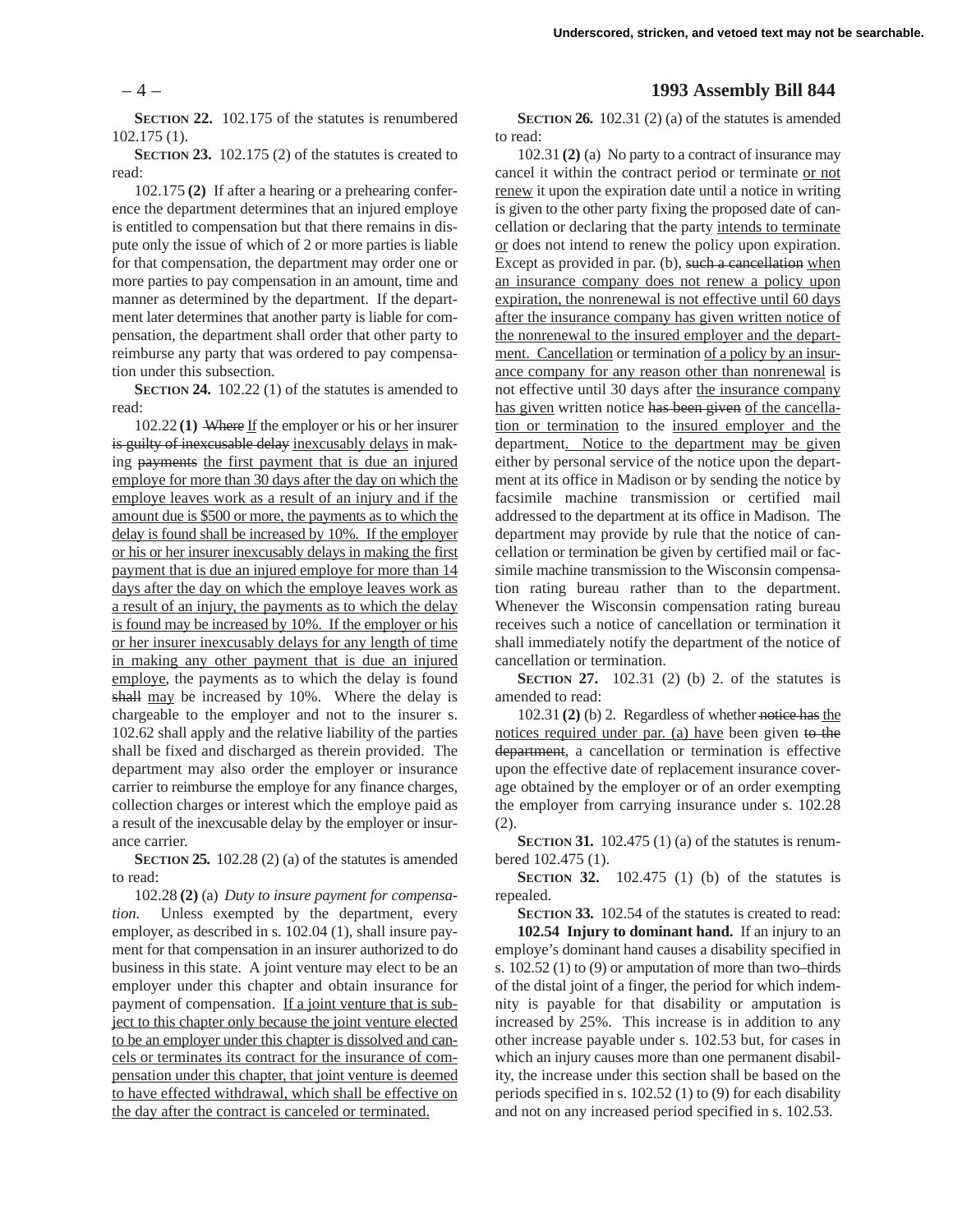**SECTION 22.** 102.175 of the statutes is renumbered 102.175 (1).

**SECTION 23.** 102.175 (2) of the statutes is created to read:

102.175 **(2)** If after a hearing or a prehearing conference the department determines that an injured employe is entitled to compensation but that there remains in dispute only the issue of which of 2 or more parties is liable for that compensation, the department may order one or more parties to pay compensation in an amount, time and manner as determined by the department. If the department later determines that another party is liable for compensation, the department shall order that other party to reimburse any party that was ordered to pay compensation under this subsection.

**SECTION 24.** 102.22 (1) of the statutes is amended to read:

102.22 **(1)** ~~Where~~ If the employer or his or her insurer ~~is guilty of inexcusable delay~~ inexcusably delays in making ~~payments~~ the first payment that is due an injured employe for more than 30 days after the day on which the employe leaves work as a result of an injury and if the amount due is $500 or more, the payments as to which the delay is found shall be increased by 10%. If the employer or his or her insurer inexcusably delays in making the first payment that is due an injured employe for more than 14 days after the day on which the employe leaves work as a result of an injury, the payments as to which the delay is found may be increased by 10%. If the employer or his or her insurer inexcusably delays for any length of time in making any other payment that is due an injured employe, the payments as to which the delay is found ~~shall~~ may be increased by 10%. Where the delay is chargeable to the employer and not to the insurer s. 102.62 shall apply and the relative liability of the parties shall be fixed and discharged as therein provided. The department may also order the employer or insurance carrier to reimburse the employe for any finance charges, collection charges or interest which the employe paid as a result of the inexcusable delay by the employer or insurance carrier.

**SECTION 25.** 102.28 (2) (a) of the statutes is amended to read:

102.28 **(2)** (a) *Duty to insure payment for compensation.* Unless exempted by the department, every employer, as described in s. 102.04 (1), shall insure payment for that compensation in an insurer authorized to do business in this state. A joint venture may elect to be an employer under this chapter and obtain insurance for payment of compensation. If a joint venture that is subject to this chapter only because the joint venture elected to be an employer under this chapter is dissolved and cancels or terminates its contract for the insurance of compensation under this chapter, that joint venture is deemed to have effected withdrawal, which shall be effective on the day after the contract is canceled or terminated.

**SECTION 26.** 102.31 (2) (a) of the statutes is amended to read:

102.31 **(2)** (a) No party to a contract of insurance may cancel it within the contract period or terminate or not renew it upon the expiration date until a notice in writing is given to the other party fixing the proposed date of cancellation or declaring that the party intends to terminate or does not intend to renew the policy upon expiration. Except as provided in par. (b), ~~such a cancellation~~ when an insurance company does not renew a policy upon expiration, the nonrenewal is not effective until 60 days after the insurance company has given written notice of the nonrenewal to the insured employer and the department. Cancellation or termination of a policy by an insurance company for any reason other than nonrenewal is not effective until 30 days after the insurance company has given written notice ~~has been given~~ of the cancellation or termination to the insured employer and the department. Notice to the department may be given either by personal service of the notice upon the department at its office in Madison or by sending the notice by facsimile machine transmission or certified mail addressed to the department at its office in Madison. The department may provide by rule that the notice of cancellation or termination be given by certified mail or facsimile machine transmission to the Wisconsin compensation rating bureau rather than to the department. Whenever the Wisconsin compensation rating bureau receives such a notice of cancellation or termination it shall immediately notify the department of the notice of cancellation or termination.

**SECTION 27.** 102.31 (2) (b) 2. of the statutes is amended to read:

102.31 **(2)** (b) 2. Regardless of whether ~~notice has~~ the notices required under par. (a) have been given ~~to the department~~, a cancellation or termination is effective upon the effective date of replacement insurance coverage obtained by the employer or of an order exempting the employer from carrying insurance under s. 102.28 (2).

**SECTION 31.** 102.475 (1) (a) of the statutes is renumbered 102.475 (1).

**SECTION 32.** 102.475 (1) (b) of the statutes is repealed.

**SECTION 33.** 102.54 of the statutes is created to read:

**102.54 Injury to dominant hand.** If an injury to an employe's dominant hand causes a disability specified in s. 102.52 (1) to (9) or amputation of more than two–thirds of the distal joint of a finger, the period for which indemnity is payable for that disability or amputation is increased by 25%. This increase is in addition to any other increase payable under s. 102.53 but, for cases in which an injury causes more than one permanent disability, the increase under this section shall be based on the periods specified in s. 102.52 (1) to (9) for each disability and not on any increased period specified in s. 102.53.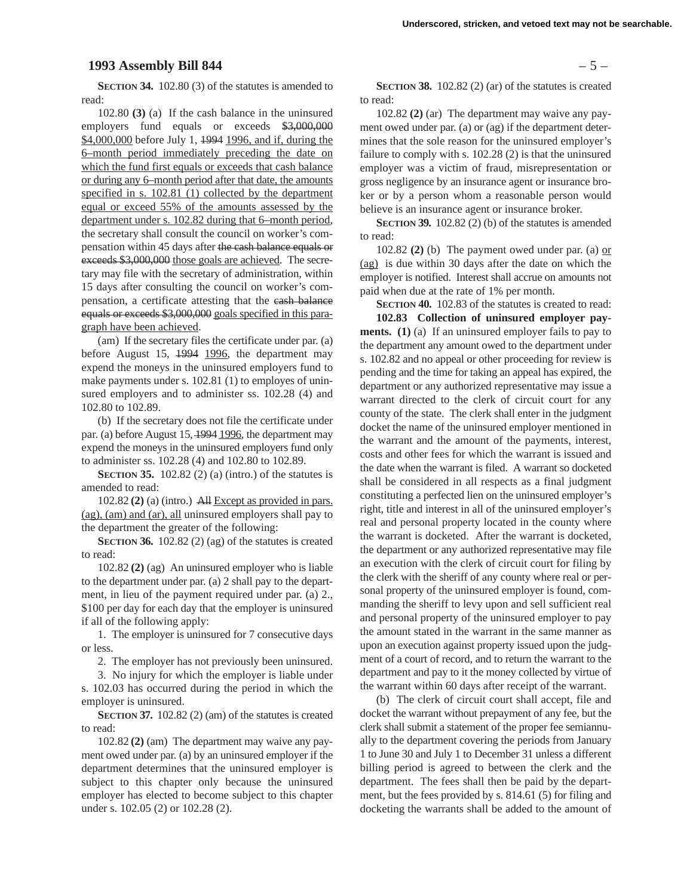**SECTION 34.** 102.80 (3) of the statutes is amended to read:

102.80 **(3)** (a) If the cash balance in the uninsured employers fund equals or exceeds ~~$3,000,000~~ $4,000,000 before July 1, ~~1994~~ 1996, and if, during the 6–month period immediately preceding the date on which the fund first equals or exceeds that cash balance or during any 6–month period after that date, the amounts specified in s. 102.81 (1) collected by the department equal or exceed 55% of the amounts assessed by the department under s. 102.82 during that 6–month period, the secretary shall consult the council on worker's compensation within 45 days after ~~the cash balance equals or exceeds $3,000,000~~ those goals are achieved. The secretary may file with the secretary of administration, within 15 days after consulting the council on worker's compensation, a certificate attesting that the ~~cash balance equals or exceeds $3,000,000~~ goals specified in this paragraph have been achieved.

(am) If the secretary files the certificate under par. (a) before August 15, ~~1994~~ 1996, the department may expend the moneys in the uninsured employers fund to make payments under s. 102.81 (1) to employes of uninsured employers and to administer ss. 102.28 (4) and 102.80 to 102.89.

(b) If the secretary does not file the certificate under par. (a) before August 15, ~~1994~~ 1996, the department may expend the moneys in the uninsured employers fund only to administer ss. 102.28 (4) and 102.80 to 102.89.

**SECTION 35.** 102.82 (2) (a) (intro.) of the statutes is amended to read:

102.82 **(2)** (a) (intro.) ~~All~~ Except as provided in pars. (ag), (am) and (ar), all uninsured employers shall pay to the department the greater of the following:

**SECTION 36.** 102.82 (2) (ag) of the statutes is created to read:

102.82 **(2)** (ag) An uninsured employer who is liable to the department under par. (a) 2 shall pay to the department, in lieu of the payment required under par. (a) 2., $100 per day for each day that the employer is uninsured if all of the following apply:

1. The employer is uninsured for 7 consecutive days or less.

2. The employer has not previously been uninsured.

3. No injury for which the employer is liable under s. 102.03 has occurred during the period in which the employer is uninsured.

**SECTION 37.** 102.82 (2) (am) of the statutes is created to read:

102.82 **(2)** (am) The department may waive any payment owed under par. (a) by an uninsured employer if the department determines that the uninsured employer is subject to this chapter only because the uninsured employer has elected to become subject to this chapter under s. 102.05 (2) or 102.28 (2).

**SECTION 38.** 102.82 (2) (ar) of the statutes is created to read:

102.82 **(2)** (ar) The department may waive any payment owed under par. (a) or (ag) if the department determines that the sole reason for the uninsured employer's failure to comply with s. 102.28 (2) is that the uninsured employer was a victim of fraud, misrepresentation or gross negligence by an insurance agent or insurance broker or by a person whom a reasonable person would believe is an insurance agent or insurance broker.

**SECTION 39.** 102.82 (2) (b) of the statutes is amended to read:

102.82 **(2)** (b) The payment owed under par. (a) or (ag) is due within 30 days after the date on which the employer is notified. Interest shall accrue on amounts not paid when due at the rate of 1% per month.

**SECTION 40.** 102.83 of the statutes is created to read:

**102.83 Collection of uninsured employer payments. (1)** (a) If an uninsured employer fails to pay to the department any amount owed to the department under s. 102.82 and no appeal or other proceeding for review is pending and the time for taking an appeal has expired, the department or any authorized representative may issue a warrant directed to the clerk of circuit court for any county of the state. The clerk shall enter in the judgment docket the name of the uninsured employer mentioned in the warrant and the amount of the payments, interest, costs and other fees for which the warrant is issued and the date when the warrant is filed. A warrant so docketed shall be considered in all respects as a final judgment constituting a perfected lien on the uninsured employer's right, title and interest in all of the uninsured employer's real and personal property located in the county where the warrant is docketed. After the warrant is docketed, the department or any authorized representative may file an execution with the clerk of circuit court for filing by the clerk with the sheriff of any county where real or personal property of the uninsured employer is found, commanding the sheriff to levy upon and sell sufficient real and personal property of the uninsured employer to pay the amount stated in the warrant in the same manner as upon an execution against property issued upon the judgment of a court of record, and to return the warrant to the department and pay to it the money collected by virtue of the warrant within 60 days after receipt of the warrant.

(b) The clerk of circuit court shall accept, file and docket the warrant without prepayment of any fee, but the clerk shall submit a statement of the proper fee semiannually to the department covering the periods from January 1 to June 30 and July 1 to December 31 unless a different billing period is agreed to between the clerk and the department. The fees shall then be paid by the department, but the fees provided by s. 814.61 (5) for filing and docketing the warrants shall be added to the amount of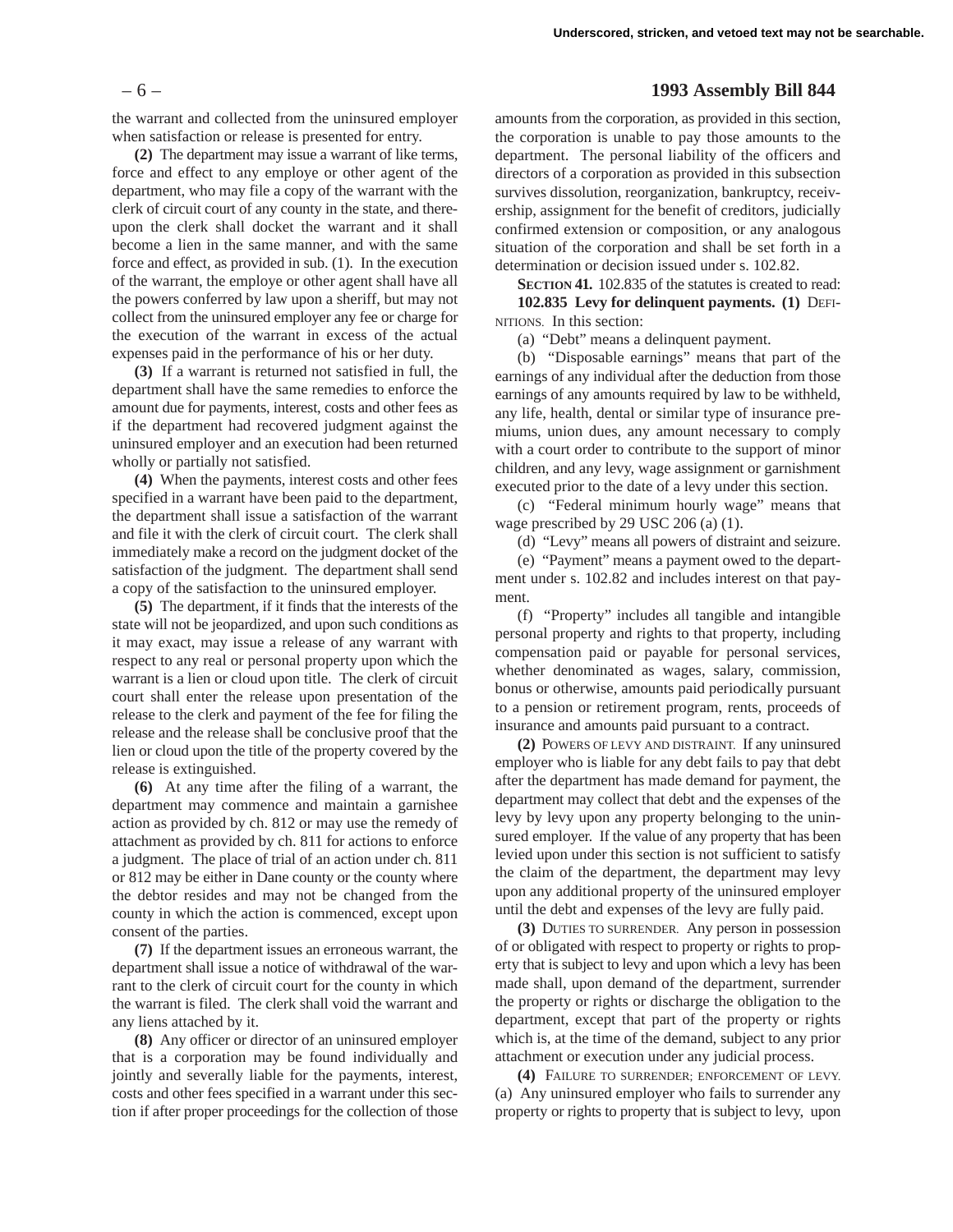the warrant and collected from the uninsured employer when satisfaction or release is presented for entry.

**(2)** The department may issue a warrant of like terms, force and effect to any employe or other agent of the department, who may file a copy of the warrant with the clerk of circuit court of any county in the state, and thereupon the clerk shall docket the warrant and it shall become a lien in the same manner, and with the same force and effect, as provided in sub. (1). In the execution of the warrant, the employe or other agent shall have all the powers conferred by law upon a sheriff, but may not collect from the uninsured employer any fee or charge for the execution of the warrant in excess of the actual expenses paid in the performance of his or her duty.

**(3)** If a warrant is returned not satisfied in full, the department shall have the same remedies to enforce the amount due for payments, interest, costs and other fees as if the department had recovered judgment against the uninsured employer and an execution had been returned wholly or partially not satisfied.

**(4)** When the payments, interest costs and other fees specified in a warrant have been paid to the department, the department shall issue a satisfaction of the warrant and file it with the clerk of circuit court. The clerk shall immediately make a record on the judgment docket of the satisfaction of the judgment. The department shall send a copy of the satisfaction to the uninsured employer.

**(5)** The department, if it finds that the interests of the state will not be jeopardized, and upon such conditions as it may exact, may issue a release of any warrant with respect to any real or personal property upon which the warrant is a lien or cloud upon title. The clerk of circuit court shall enter the release upon presentation of the release to the clerk and payment of the fee for filing the release and the release shall be conclusive proof that the lien or cloud upon the title of the property covered by the release is extinguished.

**(6)** At any time after the filing of a warrant, the department may commence and maintain a garnishee action as provided by ch. 812 or may use the remedy of attachment as provided by ch. 811 for actions to enforce a judgment. The place of trial of an action under ch. 811 or 812 may be either in Dane county or the county where the debtor resides and may not be changed from the county in which the action is commenced, except upon consent of the parties.

**(7)** If the department issues an erroneous warrant, the department shall issue a notice of withdrawal of the warrant to the clerk of circuit court for the county in which the warrant is filed. The clerk shall void the warrant and any liens attached by it.

**(8)** Any officer or director of an uninsured employer that is a corporation may be found individually and jointly and severally liable for the payments, interest, costs and other fees specified in a warrant under this section if after proper proceedings for the collection of those amounts from the corporation, as provided in this section, the corporation is unable to pay those amounts to the department. The personal liability of the officers and directors of a corporation as provided in this subsection survives dissolution, reorganization, bankruptcy, receivership, assignment for the benefit of creditors, judicially confirmed extension or composition, or any analogous situation of the corporation and shall be set forth in a determination or decision issued under s. 102.82.

**SECTION 41.** 102.835 of the statutes is created to read:

**102.835 Levy for delinquent payments. (1)** DEFINITIONS. In this section:

(a) "Debt" means a delinquent payment.

(b) "Disposable earnings" means that part of the earnings of any individual after the deduction from those earnings of any amounts required by law to be withheld, any life, health, dental or similar type of insurance premiums, union dues, any amount necessary to comply with a court order to contribute to the support of minor children, and any levy, wage assignment or garnishment executed prior to the date of a levy under this section.

(c) "Federal minimum hourly wage" means that wage prescribed by 29 USC 206 (a) (1).

(d) "Levy" means all powers of distraint and seizure.

(e) "Payment" means a payment owed to the department under s. 102.82 and includes interest on that payment.

(f) "Property" includes all tangible and intangible personal property and rights to that property, including compensation paid or payable for personal services, whether denominated as wages, salary, commission, bonus or otherwise, amounts paid periodically pursuant to a pension or retirement program, rents, proceeds of insurance and amounts paid pursuant to a contract.

**(2)** POWERS OF LEVY AND DISTRAINT. If any uninsured employer who is liable for any debt fails to pay that debt after the department has made demand for payment, the department may collect that debt and the expenses of the levy by levy upon any property belonging to the uninsured employer. If the value of any property that has been levied upon under this section is not sufficient to satisfy the claim of the department, the department may levy upon any additional property of the uninsured employer until the debt and expenses of the levy are fully paid.

**(3)** DUTIES TO SURRENDER. Any person in possession of or obligated with respect to property or rights to property that is subject to levy and upon which a levy has been made shall, upon demand of the department, surrender the property or rights or discharge the obligation to the department, except that part of the property or rights which is, at the time of the demand, subject to any prior attachment or execution under any judicial process.

**(4)** FAILURE TO SURRENDER; ENFORCEMENT OF LEVY. (a) Any uninsured employer who fails to surrender any property or rights to property that is subject to levy, upon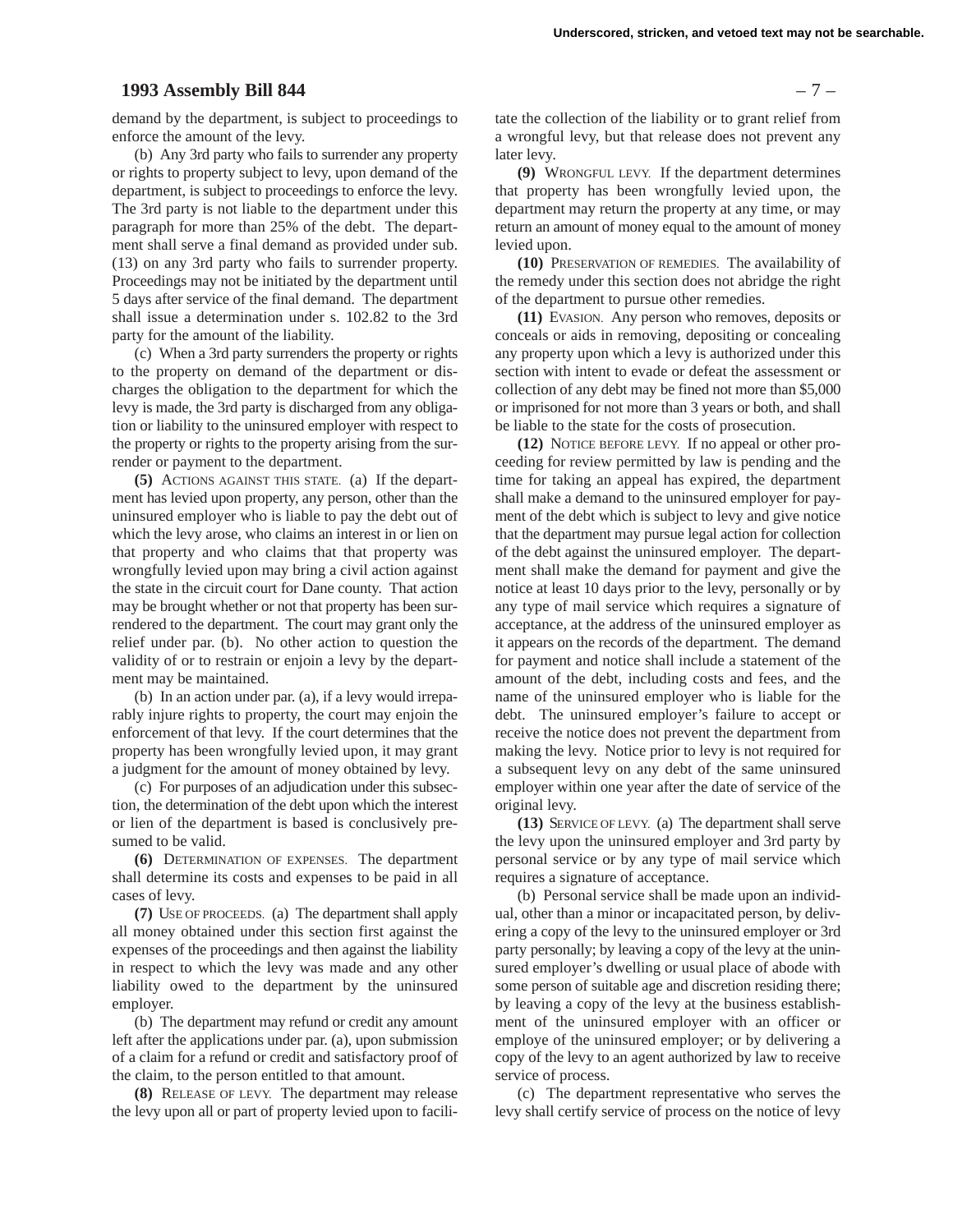demand by the department, is subject to proceedings to enforce the amount of the levy.

(b) Any 3rd party who fails to surrender any property or rights to property subject to levy, upon demand of the department, is subject to proceedings to enforce the levy. The 3rd party is not liable to the department under this paragraph for more than 25% of the debt. The department shall serve a final demand as provided under sub. (13) on any 3rd party who fails to surrender property. Proceedings may not be initiated by the department until 5 days after service of the final demand. The department shall issue a determination under s. 102.82 to the 3rd party for the amount of the liability.

(c) When a 3rd party surrenders the property or rights to the property on demand of the department or discharges the obligation to the department for which the levy is made, the 3rd party is discharged from any obligation or liability to the uninsured employer with respect to the property or rights to the property arising from the surrender or payment to the department.

**(5)** ACTIONS AGAINST THIS STATE. (a) If the department has levied upon property, any person, other than the uninsured employer who is liable to pay the debt out of which the levy arose, who claims an interest in or lien on that property and who claims that that property was wrongfully levied upon may bring a civil action against the state in the circuit court for Dane county. That action may be brought whether or not that property has been surrendered to the department. The court may grant only the relief under par. (b). No other action to question the validity of or to restrain or enjoin a levy by the department may be maintained.

(b) In an action under par. (a), if a levy would irreparably injure rights to property, the court may enjoin the enforcement of that levy. If the court determines that the property has been wrongfully levied upon, it may grant a judgment for the amount of money obtained by levy.

(c) For purposes of an adjudication under this subsection, the determination of the debt upon which the interest or lien of the department is based is conclusively presumed to be valid.

**(6)** DETERMINATION OF EXPENSES. The department shall determine its costs and expenses to be paid in all cases of levy.

**(7)** USE OF PROCEEDS. (a) The department shall apply all money obtained under this section first against the expenses of the proceedings and then against the liability in respect to which the levy was made and any other liability owed to the department by the uninsured employer.

(b) The department may refund or credit any amount left after the applications under par. (a), upon submission of a claim for a refund or credit and satisfactory proof of the claim, to the person entitled to that amount.

**(8)** RELEASE OF LEVY. The department may release the levy upon all or part of property levied upon to facilitate the collection of the liability or to grant relief from a wrongful levy, but that release does not prevent any later levy.

**(9)** WRONGFUL LEVY. If the department determines that property has been wrongfully levied upon, the department may return the property at any time, or may return an amount of money equal to the amount of money levied upon.

**(10)** PRESERVATION OF REMEDIES. The availability of the remedy under this section does not abridge the right of the department to pursue other remedies.

**(11)** EVASION. Any person who removes, deposits or conceals or aids in removing, depositing or concealing any property upon which a levy is authorized under this section with intent to evade or defeat the assessment or collection of any debt may be fined not more than $5,000 or imprisoned for not more than 3 years or both, and shall be liable to the state for the costs of prosecution.

**(12)** NOTICE BEFORE LEVY. If no appeal or other proceeding for review permitted by law is pending and the time for taking an appeal has expired, the department shall make a demand to the uninsured employer for payment of the debt which is subject to levy and give notice that the department may pursue legal action for collection of the debt against the uninsured employer. The department shall make the demand for payment and give the notice at least 10 days prior to the levy, personally or by any type of mail service which requires a signature of acceptance, at the address of the uninsured employer as it appears on the records of the department. The demand for payment and notice shall include a statement of the amount of the debt, including costs and fees, and the name of the uninsured employer who is liable for the debt. The uninsured employer's failure to accept or receive the notice does not prevent the department from making the levy. Notice prior to levy is not required for a subsequent levy on any debt of the same uninsured employer within one year after the date of service of the original levy.

**(13)** SERVICE OF LEVY. (a) The department shall serve the levy upon the uninsured employer and 3rd party by personal service or by any type of mail service which requires a signature of acceptance.

(b) Personal service shall be made upon an individual, other than a minor or incapacitated person, by delivering a copy of the levy to the uninsured employer or 3rd party personally; by leaving a copy of the levy at the uninsured employer's dwelling or usual place of abode with some person of suitable age and discretion residing there; by leaving a copy of the levy at the business establishment of the uninsured employer with an officer or employe of the uninsured employer; or by delivering a copy of the levy to an agent authorized by law to receive service of process.

(c) The department representative who serves the levy shall certify service of process on the notice of levy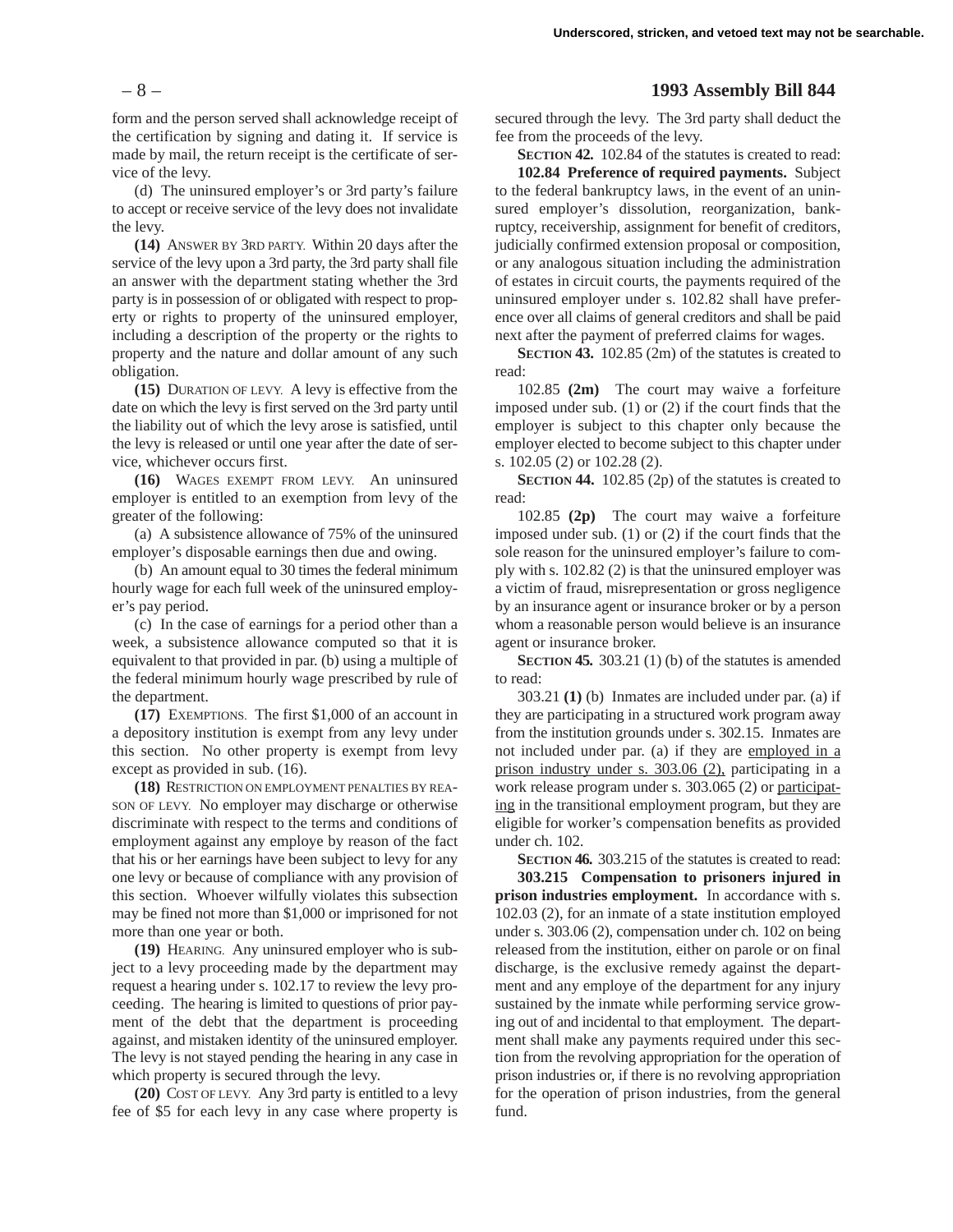form and the person served shall acknowledge receipt of the certification by signing and dating it. If service is made by mail, the return receipt is the certificate of service of the levy.

(d) The uninsured employer's or 3rd party's failure to accept or receive service of the levy does not invalidate the levy.

**(14)** ANSWER BY 3RD PARTY. Within 20 days after the service of the levy upon a 3rd party, the 3rd party shall file an answer with the department stating whether the 3rd party is in possession of or obligated with respect to property or rights to property of the uninsured employer, including a description of the property or the rights to property and the nature and dollar amount of any such obligation.

**(15)** DURATION OF LEVY. A levy is effective from the date on which the levy is first served on the 3rd party until the liability out of which the levy arose is satisfied, until the levy is released or until one year after the date of service, whichever occurs first.

**(16)** WAGES EXEMPT FROM LEVY. An uninsured employer is entitled to an exemption from levy of the greater of the following:

(a) A subsistence allowance of 75% of the uninsured employer's disposable earnings then due and owing.

(b) An amount equal to 30 times the federal minimum hourly wage for each full week of the uninsured employer's pay period.

(c) In the case of earnings for a period other than a week, a subsistence allowance computed so that it is equivalent to that provided in par. (b) using a multiple of the federal minimum hourly wage prescribed by rule of the department.

**(17)** EXEMPTIONS. The first $1,000 of an account in a depository institution is exempt from any levy under this section. No other property is exempt from levy except as provided in sub. (16).

**(18)** RESTRICTION ON EMPLOYMENT PENALTIES BY REASON OF LEVY. No employer may discharge or otherwise discriminate with respect to the terms and conditions of employment against any employe by reason of the fact that his or her earnings have been subject to levy for any one levy or because of compliance with any provision of this section. Whoever wilfully violates this subsection may be fined not more than $1,000 or imprisoned for not more than one year or both.

**(19)** HEARING. Any uninsured employer who is subject to a levy proceeding made by the department may request a hearing under s. 102.17 to review the levy proceeding. The hearing is limited to questions of prior payment of the debt that the department is proceeding against, and mistaken identity of the uninsured employer. The levy is not stayed pending the hearing in any case in which property is secured through the levy.

**(20)** COST OF LEVY. Any 3rd party is entitled to a levy fee of $5 for each levy in any case where property is secured through the levy. The 3rd party shall deduct the fee from the proceeds of the levy.

**SECTION 42.** 102.84 of the statutes is created to read:

**102.84 Preference of required payments.** Subject to the federal bankruptcy laws, in the event of an uninsured employer's dissolution, reorganization, bankruptcy, receivership, assignment for benefit of creditors, judicially confirmed extension proposal or composition, or any analogous situation including the administration of estates in circuit courts, the payments required of the uninsured employer under s. 102.82 shall have preference over all claims of general creditors and shall be paid next after the payment of preferred claims for wages.

**SECTION 43.** 102.85 (2m) of the statutes is created to read:

102.85 **(2m)** The court may waive a forfeiture imposed under sub. (1) or (2) if the court finds that the employer is subject to this chapter only because the employer elected to become subject to this chapter under s. 102.05 (2) or 102.28 (2).

**SECTION 44.** 102.85 (2p) of the statutes is created to read:

102.85 **(2p)** The court may waive a forfeiture imposed under sub. (1) or (2) if the court finds that the sole reason for the uninsured employer's failure to comply with s. 102.82 (2) is that the uninsured employer was a victim of fraud, misrepresentation or gross negligence by an insurance agent or insurance broker or by a person whom a reasonable person would believe is an insurance agent or insurance broker.

**SECTION 45.** 303.21 (1) (b) of the statutes is amended to read:

303.21 **(1)** (b) Inmates are included under par. (a) if they are participating in a structured work program away from the institution grounds under s. 302.15. Inmates are not included under par. (a) if they are employed in a prison industry under s. 303.06 (2), participating in a work release program under s. 303.065 (2) or participating in the transitional employment program, but they are eligible for worker's compensation benefits as provided under ch. 102.

**SECTION 46.** 303.215 of the statutes is created to read:

**303.215 Compensation to prisoners injured in prison industries employment.** In accordance with s. 102.03 (2), for an inmate of a state institution employed under s. 303.06 (2), compensation under ch. 102 on being released from the institution, either on parole or on final discharge, is the exclusive remedy against the department and any employe of the department for any injury sustained by the inmate while performing service growing out of and incidental to that employment. The department shall make any payments required under this section from the revolving appropriation for the operation of prison industries or, if there is no revolving appropriation for the operation of prison industries, from the general fund.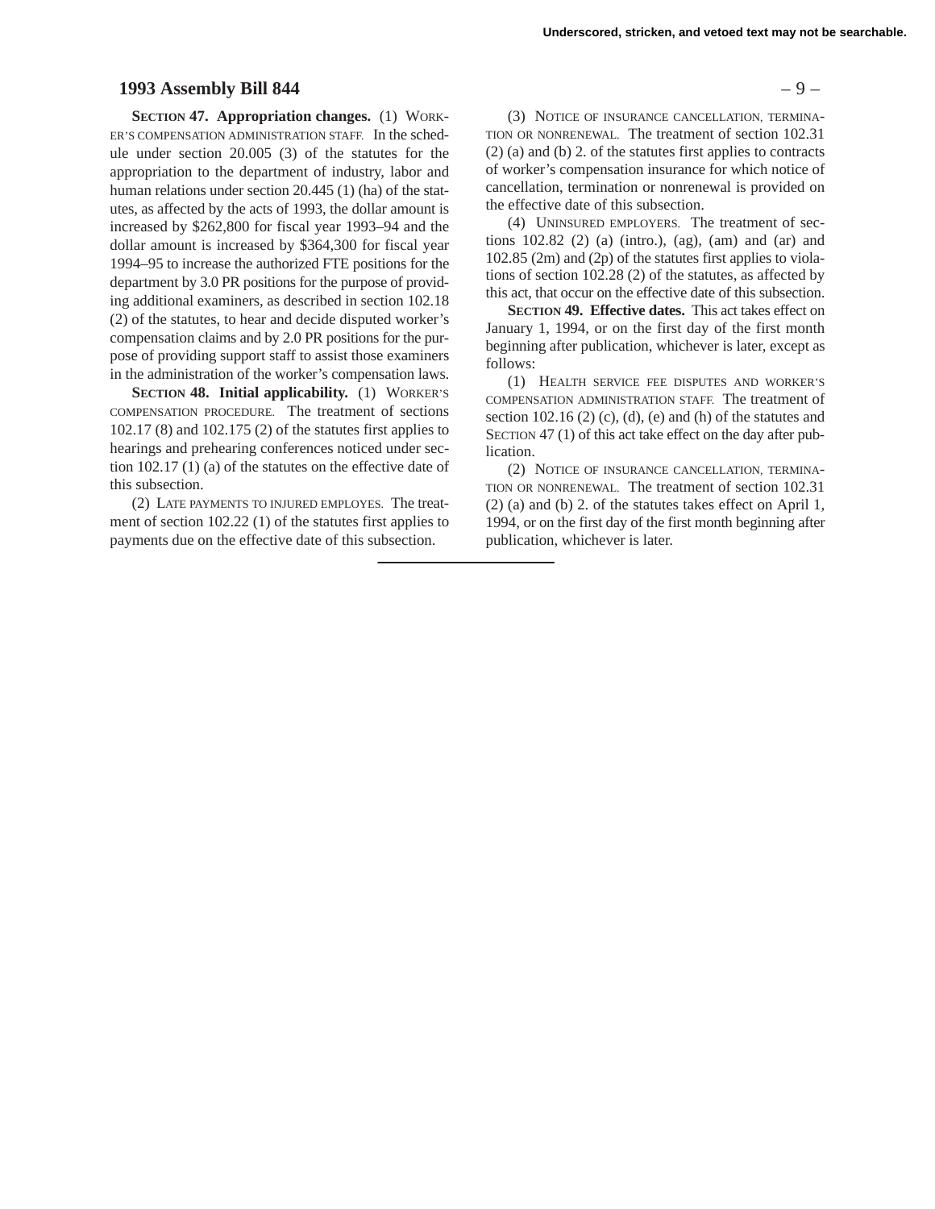**SECTION 47. Appropriation changes.** (1) WORKER'S COMPENSATION ADMINISTRATION STAFF. In the schedule under section 20.005 (3) of the statutes for the appropriation to the department of industry, labor and human relations under section 20.445 (1) (ha) of the statutes, as affected by the acts of 1993, the dollar amount is increased by $262,800 for fiscal year 1993–94 and the dollar amount is increased by $364,300 for fiscal year 1994–95 to increase the authorized FTE positions for the department by 3.0 PR positions for the purpose of providing additional examiners, as described in section 102.18 (2) of the statutes, to hear and decide disputed worker's compensation claims and by 2.0 PR positions for the purpose of providing support staff to assist those examiners in the administration of the worker's compensation laws.

**SECTION 48. Initial applicability.** (1) WORKER'S COMPENSATION PROCEDURE. The treatment of sections 102.17 (8) and 102.175 (2) of the statutes first applies to hearings and prehearing conferences noticed under section 102.17 (1) (a) of the statutes on the effective date of this subsection.

(2) LATE PAYMENTS TO INJURED EMPLOYES. The treatment of section 102.22 (1) of the statutes first applies to payments due on the effective date of this subsection.

(3) NOTICE OF INSURANCE CANCELLATION, TERMINATION OR NONRENEWAL. The treatment of section 102.31 (2) (a) and (b) 2. of the statutes first applies to contracts of worker's compensation insurance for which notice of cancellation, termination or nonrenewal is provided on the effective date of this subsection.

(4) UNINSURED EMPLOYERS. The treatment of sections 102.82 (2) (a) (intro.), (ag), (am) and (ar) and 102.85 (2m) and (2p) of the statutes first applies to violations of section 102.28 (2) of the statutes, as affected by this act, that occur on the effective date of this subsection.

**SECTION 49. Effective dates.** This act takes effect on January 1, 1994, or on the first day of the first month beginning after publication, whichever is later, except as follows:

(1) HEALTH SERVICE FEE DISPUTES AND WORKER'S COMPENSATION ADMINISTRATION STAFF. The treatment of section 102.16 (2) (c), (d), (e) and (h) of the statutes and SECTION 47 (1) of this act take effect on the day after publication.

(2) NOTICE OF INSURANCE CANCELLATION, TERMINATION OR NONRENEWAL. The treatment of section 102.31 (2) (a) and (b) 2. of the statutes takes effect on April 1, 1994, or on the first day of the first month beginning after publication, whichever is later.